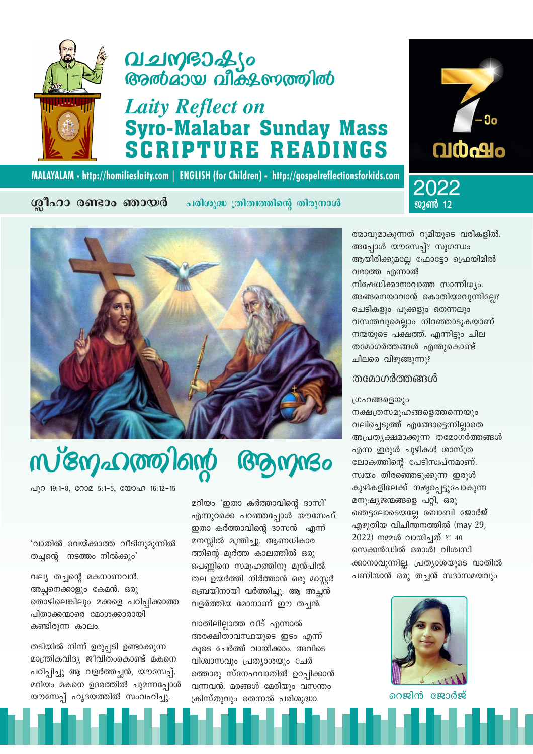# വചനഭാഷ്യം അൽമായ വീക്ഷണത്തിൽ

## *Laity Reflect on* Syro-Malabar Sunday Mass SCRIPTURE READINGS

7-ാം വർഷം

MALAYALAM - http://homilieslaity.com | ENGLISH (for Children) - http://gospelreflectionsforkids.com

**ശ്ലീഹാ രണ്ടാം ഞായർ** പരിശുദ്ധ ത്രിത്വത്തിന്റെ തിരുനാൾ

2022 ജൂൺ 12

# സ്നേഹത്തിന്റെ ആനന്ദം

പുറ 19:1-8, റോമ 5:1-5, യോഹ 16:12-15

'വാതിൽ വെയ്ക്കാത്ത വീടിനുമുന്നിൽ തച്ചന്റെ നടത്തം നിൽക്കും'

വല്യ തച്ചന്റെ മകനാണവൻ. അച്ഛനെക്കാളും കേമൻ. ഒരു തൊഴിലെങ്കിലും മക്കളെ പഠിപ്പിക്കാത്ത പിതാക്കന്മാരെ മോശക്കാരായി കണ്ടിരുന്ന കാലം.

തടിയിൽ നിന്ന് ഉരുപ്പടി ഉണ്ടാക്കുന്ന മാന്ത്രികവിദ്യ ജീവിതംകൊണ്ട് മകനെ പഠിപ്പിച്ചു ആ വളർത്തച്ഛൻ, യൗസേപ്പ്. മറിയം മകനെ ഉദരത്തിൽ ചുമന്നപ്പോൾ യൗസേപ്പ് ഹൃദയത്തിൽ സംവഹിച്ചു.

മറിയം 'ഇതാ കർത്താവിന്റെ ദാസി' എന്നുറക്കെ പറഞ്ഞപ്പോൾ യൗസേഫ് ഇതാ കർത്താവിന്റെ ദാസൻ എന്ന് മനസ്സിൽ മന്ത്രിച്ചു. ആണധികാരത്തിന്റെ മൂർത്ത കാലത്തിൽ ഒരു പെണ്ണിനെ സമൂഹത്തിനു മുൻപിൽ തല ഉയർത്തി നിർത്താൻ ഒരു മാസ്റ്റർ ബ്രെയിനായി വർത്തിച്ചു. ആ അച്ഛൻ വളർത്തിയ മോനാണ് ഈ തച്ചൻ.

വാതിലില്ലാത്ത വീട് എന്നാൽ അരക്ഷിതാവസ്ഥയുടെ ഇടം എന്ന് കൂടെ ചേർത്ത് വായിക്കാം. അവിടെ വിശ്വാസവും പ്രത്യാശയും ചേർത്തൊരു സ്നേഹവാതിൽ ഉറപ്പിക്കാൻ വന്നവൻ. മരങ്ങൾ മേരിയും വസന്തം ക്രിസ്തുവും തെന്നൽ പരിശുദ്ധാത്മാവുമാകുന്നത് റൂമിയുടെ വരികളിൽ. അപ്പോൾ യൗസേപ്പ്? സുഗന്ധം ആയിരിക്കുമല്ലേ ഫോട്ടോ ഫ്രെയിമിൽ വരാത്ത എന്നാൽ നിഷേധിക്കാനാവാത്ത സാന്നിധ്യം. അങ്ങനെയാവാൻ കൊതിയാവുന്നില്ലേ? ചെടികളും പൂക്കളും തെന്നലും വസന്തവുമെല്ലാം നിറഞ്ഞാടുകയാണ് നമ്മയുടെ പക്ഷത്ത്. എന്നിട്ടും ചില തമോഗർത്തങ്ങൾ എന്തുകൊണ്ട് ചിലരെ വിഴുങ്ങുന്നു?

### തമോഗർത്തങ്ങൾ

ഗ്രഹങ്ങളെയും നക്ഷത്രസമൂഹങ്ങളെത്തന്നെയും വലിച്ചെടുത്ത് എങ്ങോട്ടെന്നില്ലാതെ അപ്രത്യക്ഷമാക്കുന്ന തമോഗർത്തങ്ങൾ എന്ന ഇരുൾ ചുഴികൾ ശാസ്ത്ര ലോകത്തിന്റെ പേടിസ്വപ്നമാണ്. സ്വയം തിരഞ്ഞെടുക്കുന്ന ഇരുൾ കുഴികളിലേക്ക് നഷ്ടപ്പെട്ടുപോകുന്ന മനുഷ്യജന്മങ്ങളെ പറ്റി, ഒരു ഞെട്ടലോടെയല്ലേ ബോബി ജോർജ് എഴുതിയ വിചിന്തനത്തിൽ (may 29, 2022) നമ്മൾ വായിച്ചത് ?! 40 സെക്കൻഡിൽ ഒരാൾ! വിശ്വസിക്കാനാവുന്നില്ല. പ്രത്യാശയുടെ വാതിൽ പണിയാൻ ഒരു തച്ചൻ സദാസമയവും

റെജിൻ ജോർജ്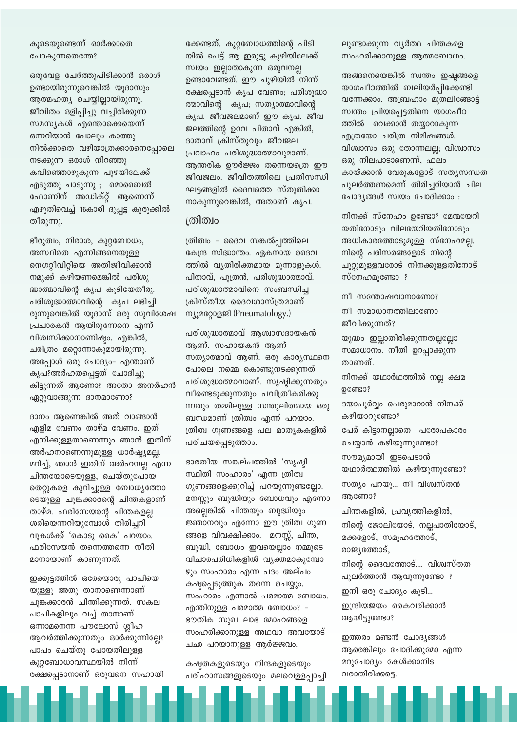കൂടെയുണ്ടെന്ന് ഓർക്കാതെ പോകുന്നതെന്തേ?

ഒരുവേള ചേർത്തുപിടിക്കാൻ ഒരാൾ ഉണ്ടായിരുന്നുവെങ്കിൽ യൂദാസും ആത്മഹത്യ ചെയ്യില്ലായിരുന്നു. ജീവിതം ഒളിപ്പിച്ചു വച്ചിരിക്കുന്ന സമസ്യകൾ എന്തൊക്കെയെന്ന് ഒന്നറിയാൻ പോലും കാത്തു നിൽക്കാതെ വഴിയാത്രക്കാരനെപ്പോലെ നടക്കുന്ന ഒരാൾ നിറഞ്ഞു കവിഞ്ഞൊഴുകുന്ന പുഴയിലേക്ക് എടുത്തു ചാടുന്നു ; മൊബൈൽ ഫോണിന് അഡിക്റ്റ് ആണെന്ന് എഴുതിവെച്ച് 16കാരി ദുപ്പട്ട കുരുക്കിൽ തീരുന്നു.

ഭീരുത്വം, നിരാശ, കുറ്റബോധം, അസ്ഥിരത എന്നിങ്ങനെയുള്ള നെഗറ്റീവിറ്റിയെ അതിജീവിക്കാൻ നമുക്ക് കഴിയണമെങ്കിൽ പരിശുദ്ധാത്മാവിന്റെ കൃപ കൂടിയേതീരൂ. പരിശുദ്ധാത്മാവിന്റെ കൃപ ലഭിച്ചിരുന്നുവെങ്കിൽ യൂദാസ് ഒരു സുവിശേഷ പ്രചാരകൻ ആയിരുന്നേനെ എന്ന് വിശ്വസിക്കാനാണിഷ്ടം. എങ്കിൽ, ചരിത്രം മറ്റൊന്നാകുമായിരുന്നു. അപ്പോൾ ഒരു ചോദ്യം- എന്താണ് കൃപ?അർഹതപ്പെട്ടത് ചോദിച്ചു കിട്ടുന്നത് ആണോ? അതോ അനർഹൻ ഏറ്റുവാങ്ങുന്ന ദാനമാണോ?

ദാനം ആണെങ്കിൽ അത് വാങ്ങാൻ എളിമ വേണം താഴ്മ വേണം. ഇത് എനിക്കുള്ളതാണെന്നും ഞാൻ ഇതിന് അർഹനാണെന്നുമുള്ള ധാർഷ്ട്യമല്ല. മറിച്ച്, ഞാൻ ഇതിന് അർഹനല്ല എന്ന ചിന്തയോടെയുള്ള, ചെയ്തുപോയ തെറ്റുകളെ കുറിച്ചുള്ള ബോധ്യത്തോടെയുള്ള ചുങ്കക്കാരന്റെ ചിന്തകളാണ് താഴ്മ. ഫരിസേയന്റെ ചിന്തകളല്ല ശരിയെന്നറിയുമ്പോൾ തിരിച്ചറിവുകൾക്ക് 'കൊടു കൈ' പറയാം. ഫരിസേയൻ തന്നെത്തന്നെ നീതിമാനായാണ് കാണുന്നത്.

ഇക്കൂട്ടത്തിൽ ഒരേയൊരു പാപിയെയുള്ളൂ അതു താനാണെന്നാണ് ചുങ്കക്കാരൻ ചിന്തിക്കുന്നത്. സകല പാപികളിലും വച്ച് താനാണ് ഒന്നാമനെന്ന പൗലോസ് ശ്ലീഹ ആവർത്തിക്കുന്നതും ഓർക്കുന്നില്ലേ? പാപം ചെയ്തു പോയതിലുള്ള കുറ്റബോധാവസ്ഥയിൽ നിന്ന് രക്ഷപ്പെടാനാണ് ഒരുവനെ സഹായിക്കേണ്ടത്. കുറ്റബോധത്തിന്റെ പിടിയിൽ പെട്ട് ആ ഇരുട്ടു കുഴിയിലേക്ക് സ്വയം ഇല്ലാതാകുന്ന ഒരുവനല്ല ഉണ്ടാവേണ്ടത്. ഈ ചുഴിയിൽ നിന്ന് രക്ഷപ്പെടാൻ കൃപ വേണം; പരിശുദ്ധാത്മാവിന്റെ കൃപ; സത്യാത്മാവിന്റെ കൃപ. ജീവജലമാണ് ഈ കൃപ. ജീവജലത്തിന്റെ ഉറവ പിതാവ് എങ്കിൽ, ദാതാവ് ക്രിസ്തുവും ജീവജല പ്രവാഹം പരിശുദ്ധാത്മാവുമാണ്. ആന്തരിക ഊർജ്ജം തന്നെയത്രെ ഈ ജീവജലം. ജീവിതത്തിലെ പ്രതിസന്ധി ഘട്ടങ്ങളിൽ ദൈവത്തെ സ്തുതിക്കാനാകുന്നുവെങ്കിൽ, അതാണ് കൃപ.

## ത്രിത്വം

ത്രിത്വം - ദൈവ സങ്കൽപ്പത്തിലെ കേന്ദ്ര സിദ്ധാന്തം. ഏകനായ ദൈവത്തിൽ വ്യതിരിക്തമായ മൂന്നാളുകൾ. പിതാവ്, പുത്രൻ, പരിശുദ്ധാത്മാവ്. പരിശുദ്ധാത്മാവിനെ സംബന്ധിച്ച ക്രിസ്തീയ ദൈവശാസ്ത്രമാണ് ന്യൂമറ്റോളജി (Pneumatology.)

പരിശുദ്ധാത്മാവ് ആശ്വാസദായകൻ ആണ്. സഹായകൻ ആണ് സത്യാത്മാവ് ആണ്. ഒരു കാര്യസ്ഥനെ പോലെ നമ്മെ കൊണ്ടുനടക്കുന്നത് പരിശുദ്ധാത്മാവാണ്. സൃഷ്ടിക്കുന്നതും വീണ്ടെടുക്കുന്നതും പവിത്രീകരിക്കുന്നതും തമ്മിലുള്ള സന്തുലിതമായ ഒരു ബന്ധമാണ് ത്രിത്വം എന്ന് പറയാം. ത്രിത്വ ഗുണങ്ങളെ പല മാതൃകകളിൽ പരിചയപ്പെടുത്താം.

ഭാരതീയ സങ്കല്പത്തിൽ 'സൃഷ്ടി സ്ഥിതി സംഹാരം' എന്ന ത്രിത്വ ഗുണങ്ങളെക്കുറിച്ച് പറയുന്നുണ്ടല്ലോ. മനസ്സും ബുദ്ധിയും ബോധവും എന്നോ അല്ലെങ്കിൽ ചിന്തയും ബുദ്ധിയും ജ്ഞാനവും എന്നോ ഈ ത്രിത്വ ഗുണങ്ങളെ വിവക്ഷിക്കാം. മനസ്സ്, ചിന്ത, ബുദ്ധി, ബോധം ഇവയെല്ലാം നമ്മുടെ വിചാരപരിധികളിൽ വ്യക്തമാകുമ്പോഴും സംഹാരം എന്ന പദം അല്പം കഷ്ടപ്പെടുത്തുക തന്നെ ചെയ്യും. സംഹാരം എന്നാൽ പരമാത്മ ബോധം. എന്തിനുള്ള പരമാത്മ ബോധം? - ഭൗതിക സുഖ ലാഭ മോഹങ്ങളെ സംഹരിക്കാനുള്ള അഥവാ അവയോട് ചഛ പറയാനുള്ള ആർജ്ജവം.

കഷ്ടതകളുടെയും നിന്ദകളുടെയും പരിഹാസങ്ങളുടെയും മലവെള്ളപ്പാച്ചിലുണ്ടാക്കുന്ന വ്യർത്ഥ ചിന്തകളെ സംഹരിക്കാനുള്ള ആത്മബോധം.

അങ്ങനെയെങ്കിൽ സ്വന്തം ഇഷ്ടങ്ങളെ യാഗപീഠത്തിൽ ബലിയർപ്പിക്കേണ്ടി വന്നേക്കാം. അബ്രഹാം മുതലിങ്ങോട്ട് സ്വന്തം പ്രിയപ്പെട്ടതിനെ യാഗപീഠത്തിൽ വെക്കാൻ തയ്യാറാകുന്ന എത്രയോ ചരിത്ര നിമിഷങ്ങൾ. വിശ്വാസം ഒരു തോന്നലല്ല; വിശ്വാസം ഒരു നിലപാടാണെന്ന്, ഫലം കായ്ക്കാൻ വേരുകളോട് സത്യസന്ധത പുലർത്തണമെന്ന് തിരിച്ചറിയാൻ ചില ചോദ്യങ്ങൾ സ്വയം ചോദിക്കാം :

നിനക്ക് സ്നേഹം ഉണ്ടോ? മേന്മയേറിയതിനോടും വിലയേറിയതിനോടും അധികാരത്തോടുമുള്ള സ്നേഹമല്ല. നിന്റെ പരിസരങ്ങളോട് നിന്റെ ചുറ്റുമുള്ളവരോട് നിനക്കുള്ളതിനോട് സ്നേഹമുണ്ടോ ?

നീ സന്തോഷവാനാണോ?

നീ സമാധാനത്തിലാണോ ജീവിക്കുന്നത്?

യുദ്ധം ഇല്ലാതിരിക്കുന്നതല്ലല്ലോ സമാധാനം. നീതി ഉറപ്പാക്കുന്നതാണത്.

നിനക്ക് യഥാർഥത്തിൽ നല്ല ക്ഷമ ഉണ്ടോ?

ദയാപൂർവ്വം പെരുമാറാൻ നിനക്ക് കഴിയാറുണ്ടോ?

പേര് കിട്ടാനല്ലാതെ പരോപകാരം ചെയ്യാൻ കഴിയുന്നുണ്ടോ?

സൗമ്യമായി ഇടപെടാൻ യഥാർത്ഥത്തിൽ കഴിയുന്നുണ്ടോ?

സത്യം പറയൂ... നീ വിശ്വസ്തൻ ആണോ?

ചിന്തകളിൽ, പ്രവൃത്തികളിൽ,

നിന്റെ ജോലിയോട്, നല്ലപാതിയോട്, മക്കളോട്, സമൂഹത്തോട്, രാജ്യത്തോട്,

നിന്റെ ദൈവത്തോട്.... വിശ്വസ്തത പുലർത്താൻ ആവുന്നുണ്ടോ ?

ഇനി ഒരു ചോദ്യം കൂടി...

ഇന്ദ്രിയജയം കൈവരിക്കാൻ ആയിട്ടുണ്ടോ?

ഇത്തരം മണ്ടൻ ചോദ്യങ്ങൾ ആരെങ്കിലും ചോദിക്കുമോ എന്ന മറുചോദ്യം കേൾക്കാനിട വരാതിരിക്കട്ടെ.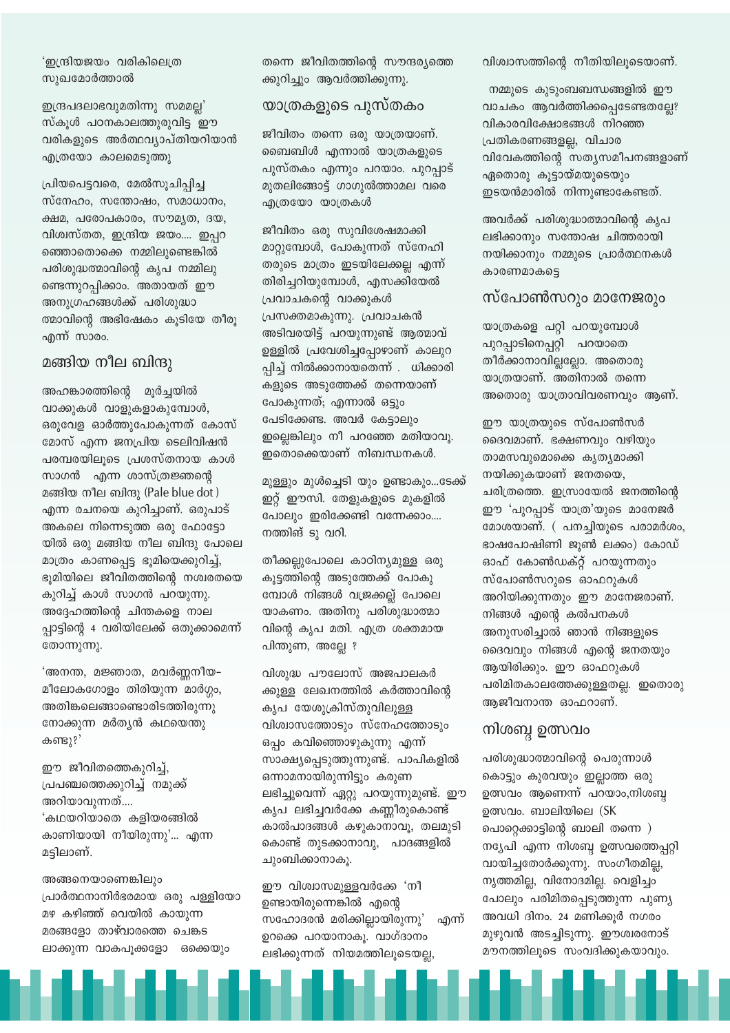'ഇന്ദ്രിയജയം വരികിലെത്ര സുഖമോർത്താൽ

ഇന്ദ്രപദലാഭവുമതിന്നു സമമല്ല' സ്കൂൾ പഠനകാലത്തുരുവിട്ട ഈ വരികളുടെ അർത്ഥവ്യാപ്തിയറിയാൻ എത്രയോ കാലമെടുത്തു

പ്രിയപെട്ടവരെ, മേൽസൂചിപ്പിച്ച സ്നേഹം, സന്തോഷം, സമാധാനം, ക്ഷമ, പരോപകാരം, സൗമ്യത, ദയ, വിശ്വസ്തത, ഇന്ദ്രിയ ജയം.... ഇപ്പറഞ്ഞൊതൊക്കെ നമ്മിലുണ്ടെങ്കിൽ പരിശുദ്ധത്മാവിന്റെ കൃപ നമ്മിലുണ്ടെന്നുറപ്പിക്കാം. അതായത് ഈ അനുഗ്രഹങ്ങൾക്ക് പരിശുദ്ധാത്മാവിന്റെ അഭിഷേകം കൂടിയേ തീരൂ എന്ന് സാരം.

## മങ്ങിയ നീല ബിന്ദു

അഹങ്കാരത്തിന്റെ മൂർച്ചയിൽ വാക്കുകൾ വാളുകളാകുമ്പോൾ, ഒരുവേള ഓർത്തുപോകുന്നത് കോസ്മോസ് എന്ന ജനപ്രിയ ടെലിവിഷൻ പരമ്പരയിലൂടെ പ്രശസ്തനായ കാൾ സാഗൻ എന്ന ശാസ്ത്രജ്ഞന്റെ മങ്ങിയ നീല ബിന്ദു (Pale blue dot ) എന്ന രചനയെ കുറിച്ചാണ്. ഒരുപാട് അകലെ നിന്നെടുത്ത ഒരു ഫോട്ടോയിൽ ഒരു മങ്ങിയ നീല ബിന്ദു പോലെ മാത്രം കാണപ്പെട്ട ഭൂമിയെക്കുറിച്ച്, ഭൂമിയിലെ ജീവിതത്തിന്റെ നശ്വരതയെ കുറിച്ച് കാൾ സാഗൻ പറയുന്നു. അദ്ദേഹത്തിന്റെ ചിന്തകളെ നാലപ്പാട്ടിന്റെ 4 വരിയിലേക്ക് ഒതുക്കാമെന്ന് തോന്നുന്നു.

'അനന്ത, മജ്ഞാത, മവർണ്ണനീയ-
മീലോകഗോളം തിരിയുന്ന മാർഗ്ഗം,
അതിങ്കലെങ്ങാണ്ടൊരിടത്തിരുന്നു
നോക്കുന്ന മർത്യൻ കഥയെന്തു കണ്ടു?'

ഈ ജീവിതത്തെകുറിച്ച്, പ്രപഞ്ചത്തെക്കുറിച്ച് നമുക്ക് അറിയാവുന്നത്....
'കഥയറിയാതെ കളിയരങ്ങിൽ കാണിയായി നീയിരുന്നു'... എന്ന മട്ടിലാണ്.

അങ്ങനെയാണെങ്കിലും പ്രാർത്ഥനാനിർഭരമായ ഒരു പള്ളിയോ മഴ കഴിഞ്ഞ് വെയിൽ കായുന്ന മരങ്ങളോ താഴ്വാരത്തെ ചെങ്കടലാക്കുന്ന വാകപൂക്കളോ ഒക്കെയും തന്നെ ജീവിതത്തിന്റെ സൗന്ദര്യത്തെക്കുറിച്ചും ആവർത്തിക്കുന്നു.

## യാത്രകളുടെ പുസ്തകം

ജീവിതം തന്നെ ഒരു യാത്രയാണ്. ബൈബിൾ എന്നാൽ യാത്രകളുടെ പുസ്തകം എന്നും പറയാം. പുറപ്പാട് മുതലിങ്ങോട്ട് ഗാഗുൽത്താമല വരെ എത്രയോ യാത്രകൾ

ജീവിതം ഒരു സുവിശേഷമാക്കി മാറ്റുമ്പോൾ, പോകുന്നത് സ്നേഹിതരുടെ മാത്രം ഇടയിലേക്കല്ല എന്ന് തിരിച്ചറിയുമ്പോൾ, എസക്കിയേൽ പ്രവാചകന്റെ വാക്കുകൾ പ്രസക്തമാകുന്നു. പ്രവാചകൻ അടിവരയിട്ട് പറയുന്നുണ്ട് ആത്മാവ് ഉള്ളിൽ പ്രവേശിച്ചപ്പോഴാണ് കാലുറപ്പിച്ച് നിൽക്കാനായതെന്ന് . ധിക്കാരികളുടെ അടുത്തേക്ക് തന്നെയാണ് പോകുന്നത്; എന്നാൽ ഒട്ടും പേടിക്കേണ്ട. അവർ കേട്ടാലും ഇല്ലെങ്കിലും നീ പറഞ്ഞേ മതിയാവൂ. ഇതൊക്കെയാണ് നിബന്ധനകൾ.

മുള്ളും മുൾച്ചെടി യും ഉണ്ടാകും...ടേക്ക് ഇറ്റ് ഈസി. തേളുകളുടെ മുകളിൽ പോലും ഇരിക്കേണ്ടി വന്നേക്കാം.... നത്തിങ് ടു വറി.

തീക്കല്ലുപോലെ കാഠിന്യമുള്ള ഒരു കൂട്ടത്തിന്റെ അടുത്തേക്ക് പോകുമ്പോൾ നിങ്ങൾ വജ്രക്കല്ല് പോലെയാകണം. അതിനു പരിശുദ്ധാത്മാവിന്റെ കൃപ മതി. എത്ര ശക്തമായ പിന്തുണ, അല്ലേ ?

വിശുദ്ധ പൗലോസ് അജപാലകർക്കുള്ള ലേഖനത്തിൽ കർത്താവിന്റെ കൃപ യേശുക്രിസ്തുവിലുള്ള വിശ്വാസത്തോടും സ്നേഹത്തോടും ഒപ്പം കവിഞ്ഞൊഴുകുന്നു എന്ന് സാക്ഷ്യപ്പെടുത്തുന്നുണ്ട്. പാപികളിൽ ഒന്നാമനായിരുന്നിട്ടും കരുണ ലഭിച്ചുവെന്ന് ഏറ്റു പറയുന്നുമുണ്ട്. ഈ കൃപ ലഭിച്ചവർക്കേ കണ്ണീരുകൊണ്ട് കാൽപാദങ്ങൾ കഴുകാനാവൂ, തലമുടികൊണ്ട് തുടക്കാനാവൂ, പാദങ്ങളിൽ ചുംബിക്കാനാകൂ.

ഈ വിശ്വാസമുള്ളവർക്കേ 'നീ ഉണ്ടായിരുന്നെങ്കിൽ എന്റെ സഹോദരൻ മരിക്കില്ലായിരുന്നു' എന്ന് ഉറക്കെ പറയാനാകൂ. വാഗ്ദാനം ലഭിക്കുന്നത് നിയമത്തിലൂടെയല്ല, വിശ്വാസത്തിന്റെ നീതിയിലൂടെയാണ്.

നമ്മുടെ കുടുംബബന്ധങ്ങളിൽ ഈ വാചകം ആവർത്തിക്കപ്പെടേണ്ടതല്ലേ? വികാരവിക്ഷോഭങ്ങൾ നിറഞ്ഞ പ്രതികരണങ്ങളല്ല, വിചാര വിവേകത്തിന്റെ സത്യസമീപനങ്ങളാണ് ഏതൊരു കൂട്ടായ്മയുടെയും ഇടയൻമാരിൽ നിന്നുണ്ടാകേണ്ടത്.

അവർക്ക് പരിശുദ്ധാത്മാവിന്റെ കൃപ ലഭിക്കാനും സന്തോഷ ചിത്തരായി നയിക്കാനും നമ്മുടെ പ്രാർത്ഥനകൾ കാരണമാകട്ടെ

## സ്പോൺസറും മാനേജരും

യാത്രകളെ പറ്റി പറയുമ്പോൾ പുറപ്പാടിനെപ്പറ്റി പറയാതെ തീർക്കാനാവില്ലല്ലോ. അതൊരു യാത്രയാണ്. അതിനാൽ തന്നെ അതൊരു യാത്രാവിവരണവും ആണ്.

ഈ യാത്രയുടെ സ്പോൺസർ ദൈവമാണ്. ഭക്ഷണവും വഴിയും താമസവുമൊക്കെ കൃത്യമാക്കി നയിക്കുകയാണ് ജനതയെ, ചരിത്രത്തെ. ഇസ്രായേൽ ജനത്തിന്റെ ഈ 'പുറപ്പാട് യാത്ര'യുടെ മാനേജർ മോശയാണ്. ( പനച്ചിയുടെ പരാമർശം, ഭാഷപോഷിണി ജൂൺ ലക്കം) കോഡ് ഓഫ് കോൺഡക്റ്റ് പറയുന്നതും സ്പോൺസറുടെ ഓഫറുകൾ അറിയിക്കുന്നതും ഈ മാനേജരാണ്. നിങ്ങൾ എന്റെ കൽപനകൾ അനുസരിച്ചാൽ ഞാൻ നിങ്ങളുടെ ദൈവവും നിങ്ങൾ എന്റെ ജനതയും ആയിരിക്കും. ഈ ഓഫറുകൾ പരിമിതകാലത്തേക്കുള്ളതല്ല. ഇതൊരു ആജീവനാന്ത ഓഫറാണ്.

## നിശബ്ദ ഉത്സവം

പരിശുദ്ധാത്മാവിന്റെ പെരുന്നാൾ കൊട്ടും കുരവയും ഇല്ലാത്ത ഒരു ഉത്സവം ആണെന്ന് പറയാം,നിശബ്ദ ഉത്സവം. ബാലിയിലെ (SK പൊറ്റെക്കാട്ടിന്റെ ബാലി തന്നെ ) നയ്യേപി എന്ന നിശബ്ദ ഉത്സവത്തെപ്പറ്റി വായിച്ചതോർക്കുന്നു. സംഗീതമില്ല, നൃത്തമില്ല, വിനോദമില്ല. വെളിച്ചം പോലും പരിമിതപ്പെടുത്തുന്ന പുണ്യ അവധി ദിനം. 24 മണിക്കൂർ നഗരം മുഴുവൻ അടച്ചിടുന്നു. ഈശ്വരനോട് മൗനത്തിലൂടെ സംവദിക്കുകയാവും.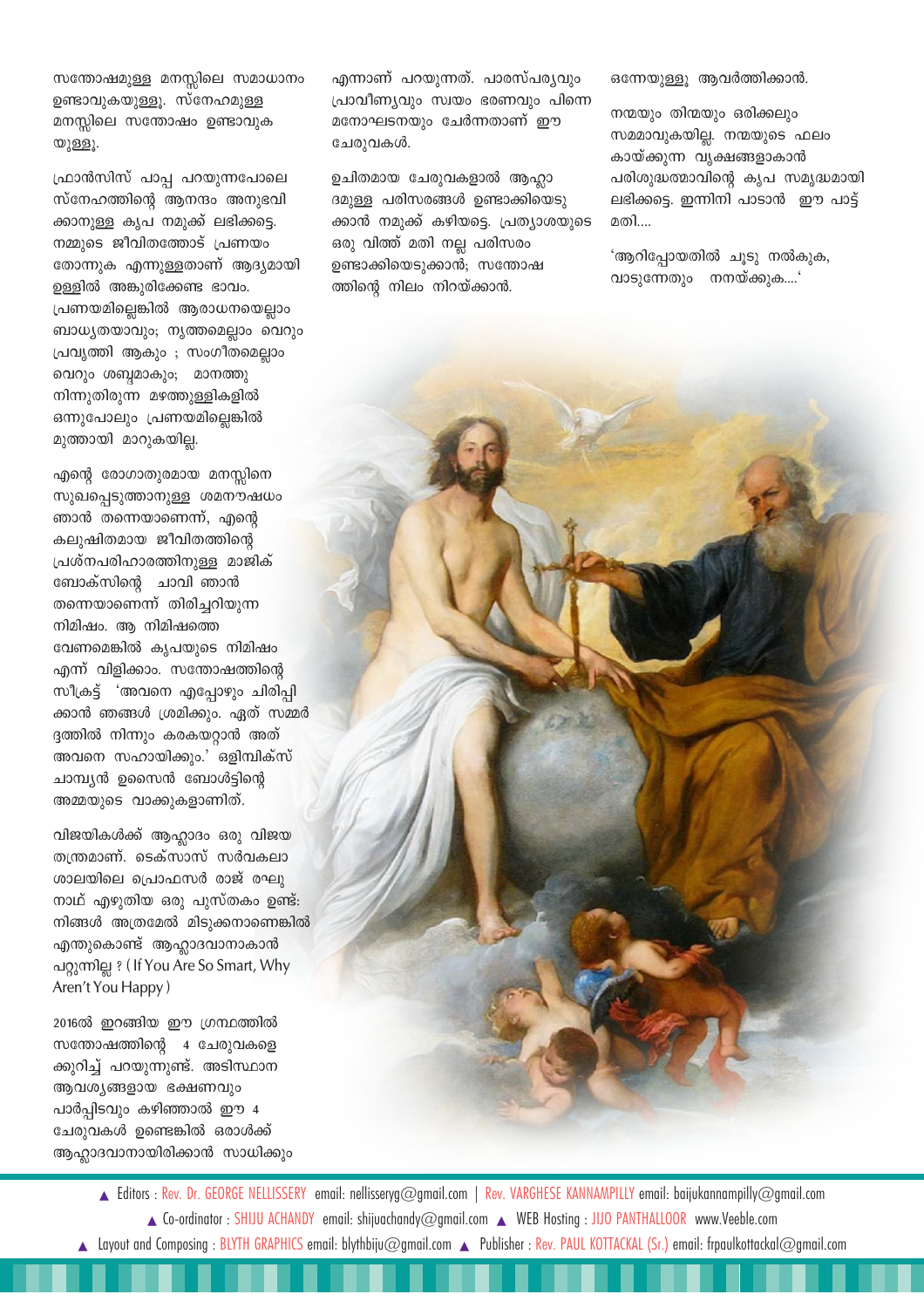സന്തോഷമുള്ള മനസ്സിലെ സമാധാനം ഉണ്ടാവുകയുള്ളൂ. സ്നേഹമുള്ള മനസ്സിലെ സന്തോഷം ഉണ്ടാവുകയുള്ളൂ.

ഫ്രാൻസിസ് പാപ്പ പറയുന്നപോലെ സ്നേഹത്തിന്റെ ആനന്ദം അനുഭവിക്കാനുള്ള കൃപ നമുക്ക് ലഭിക്കട്ടെ. നമ്മുടെ ജീവിതത്തോട് പ്രണയം തോന്നുക എന്നുള്ളതാണ് ആദ്യമായി ഉള്ളിൽ അങ്കുരിക്കേണ്ട ഭാവം. പ്രണയമില്ലെങ്കിൽ ആരാധനയെല്ലാം ബാധ്യതയാവും; നൃത്തമെല്ലാം വെറും പ്രവൃത്തി ആകും ; സംഗീതമെല്ലാം വെറും ശബ്ദമാകും; മാനത്തു നിന്നുതിരുന്ന മഴത്തുള്ളികളിൽ ഒന്നുപോലും പ്രണയമില്ലെങ്കിൽ മുത്തായി മാറുകയില്ല.

എന്റെ രോഗാതുരമായ മനസ്സിനെ സുഖപ്പെടുത്താനുള്ള ശമനൗഷധം ഞാൻ തന്നെയാണെന്ന്, എന്റെ കലുഷിതമായ ജീവിതത്തിന്റെ പ്രശ്നപരിഹാരത്തിനുള്ള മാജിക് ബോക്സിന്റെ ചാവി ഞാൻ തന്നെയാണെന്ന് തിരിച്ചറിയുന്ന നിമിഷം. ആ നിമിഷത്തെ വേണമെങ്കിൽ കൃപയുടെ നിമിഷം എന്ന് വിളിക്കാം. സന്തോഷത്തിന്റെ സീക്രട്ട് 'അവനെ എപ്പോഴും ചിരിപ്പിക്കാൻ ഞങ്ങൾ ശ്രമിക്കും. ഏത് സമ്മർദ്ദത്തിൽ നിന്നും കരകയറ്റാൻ അത് അവനെ സഹായിക്കും.' ഒളിമ്പിക്സ് ചാമ്പ്യൻ ഉസൈൻ ബോൾട്ടിന്റെ അമ്മയുടെ വാക്കുകളാണിത്.

വിജയികൾക്ക് ആഹ്ലാദം ഒരു വിജയ തന്ത്രമാണ്. ടെക്സാസ് സർവകലാശാലയിലെ പ്രൊഫസർ രാജ് രഘുനാഥ് എഴുതിയ ഒരു പുസ്തകം ഉണ്ട്: നിങ്ങൾ അത്രമേൽ മിടുക്കനാണെങ്കിൽ എന്തുകൊണ്ട് ആഹ്ലാദവാനാകാൻ പറ്റുന്നില്ല ? ( If You Are So Smart, Why Aren't You Happy )

2016ൽ ഇറങ്ങിയ ഈ ഗ്രന്ഥത്തിൽ സന്തോഷത്തിന്റെ 4 ചേരുവകളെക്കുറിച്ച് പറയുന്നുണ്ട്. അടിസ്ഥാന ആവശ്യങ്ങളായ ഭക്ഷണവും പാർപ്പിടവും കഴിഞ്ഞാൽ ഈ 4 ചേരുവകൾ ഉണ്ടെങ്കിൽ ഒരാൾക്ക് ആഹ്ലാദവാനായിരിക്കാൻ സാധിക്കും എന്നാണ് പറയുന്നത്. പാരസ്പര്യവും പ്രാവീണ്യവും സ്വയം ഭരണവും പിന്നെ മനോഘടനയും ചേർന്നതാണ് ഈ ചേരുവകൾ.

ഉചിതമായ ചേരുവകളാൽ ആഹ്ലാദമുള്ള പരിസരങ്ങൾ ഉണ്ടാക്കിയെടുക്കാൻ നമുക്ക് കഴിയട്ടെ. പ്രത്യാശയുടെ ഒരു വിത്ത് മതി നല്ല പരിസരം ഉണ്ടാക്കിയെടുക്കാൻ; സന്തോഷത്തിന്റെ നിലം നിറയ്ക്കാൻ.

ഒന്നേയുള്ളൂ ആവർത്തിക്കാൻ.

നന്മയും തിന്മയും ഒരിക്കലും സമമാവുകയില്ല. നന്മയുടെ ഫലം കായ്ക്കുന്ന വൃക്ഷങ്ങളാകാൻ പരിശുദ്ധത്മാവിന്റെ കൃപ സമൃദ്ധമായി ലഭിക്കട്ടെ. ഇന്നിനി പാടാൻ ഈ പാട്ട് മതി....

'ആറിപ്പോയതിൽ ചൂടു നൽകുക,
വാടുന്നേതും നനയ്ക്കുക....'

▲ Editors : Rev. Dr. GEORGE NELLISSERY email: nellisseryg@gmail.com | Rev. VARGHESE KANNAMPILLY email: baijukannampilly@gmail.com

▲ Co-ordinator : SHIJU ACHANDY email: shijuachandy@gmail.com ▲ WEB Hosting : JIJO PANTHALLOOR www.Veeble.com

▲ Layout and Composing : BLYTH GRAPHICS email: blythbiju@gmail.com ▲ Publisher : Rev. PAUL KOTTACKAL (Sr.) email: frpaulkottackal@gmail.com